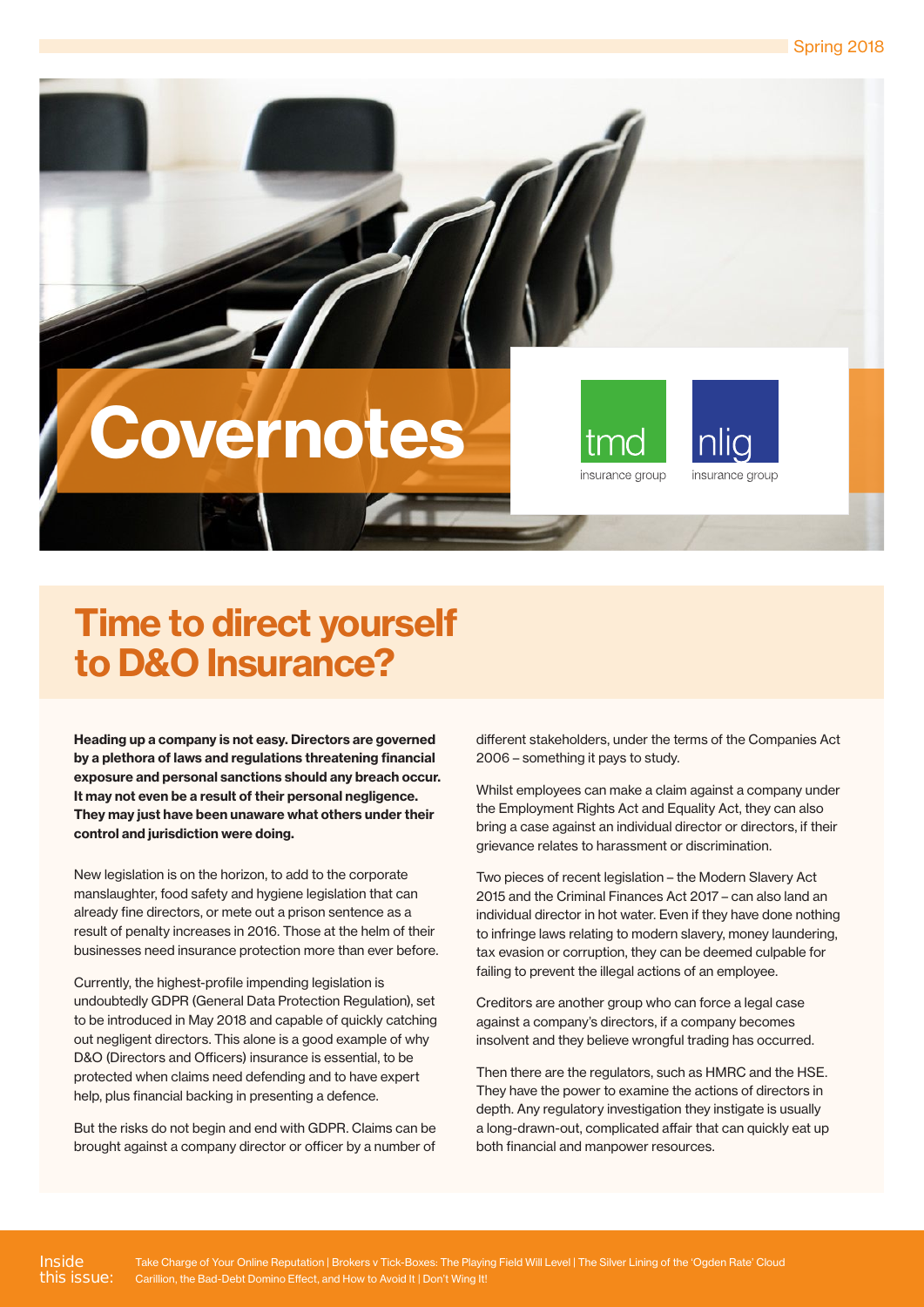Spring 2018

# Covernotes

tmd insurance group

nlig insurance group

## Time to direct yourself to D&O Insurance?

**Heading up a company is not easy. Directors are governed by a plethora of laws and regulations threatening financial exposure and personal sanctions should any breach occur. It may not even be a result of their personal negligence. They may just have been unaware what others under their control and jurisdiction were doing.**

New legislation is on the horizon, to add to the corporate manslaughter, food safety and hygiene legislation that can already fine directors, or mete out a prison sentence as a result of penalty increases in 2016. Those at the helm of their businesses need insurance protection more than ever before.

Currently, the highest-profile impending legislation is undoubtedly GDPR (General Data Protection Regulation), set to be introduced in May 2018 and capable of quickly catching out negligent directors. This alone is a good example of why D&O (Directors and Officers) insurance is essential, to be protected when claims need defending and to have expert help, plus financial backing in presenting a defence.

But the risks do not begin and end with GDPR. Claims can be brought against a company director or officer by a number of different stakeholders, under the terms of the Companies Act 2006 – something it pays to study.

Whilst employees can make a claim against a company under the Employment Rights Act and Equality Act, they can also bring a case against an individual director or directors, if their grievance relates to harassment or discrimination.

Two pieces of recent legislation – the Modern Slavery Act 2015 and the Criminal Finances Act 2017 – can also land an individual director in hot water. Even if they have done nothing to infringe laws relating to modern slavery, money laundering, tax evasion or corruption, they can be deemed culpable for failing to prevent the illegal actions of an employee.

Creditors are another group who can force a legal case against a company's directors, if a company becomes insolvent and they believe wrongful trading has occurred.

Then there are the regulators, such as HMRC and the HSE. They have the power to examine the actions of directors in depth. Any regulatory investigation they instigate is usually a long-drawn-out, complicated affair that can quickly eat up both financial and manpower resources.

Inside this issue: Take Charge of Your Online Reputation | Brokers v Tick-Boxes: The Playing Field Will Level | The Silver Lining of the 'Ogden Rate' Cloud | Carillion, the Bad-Debt Domino Effect, and How to Avoid It | Don't Wing It!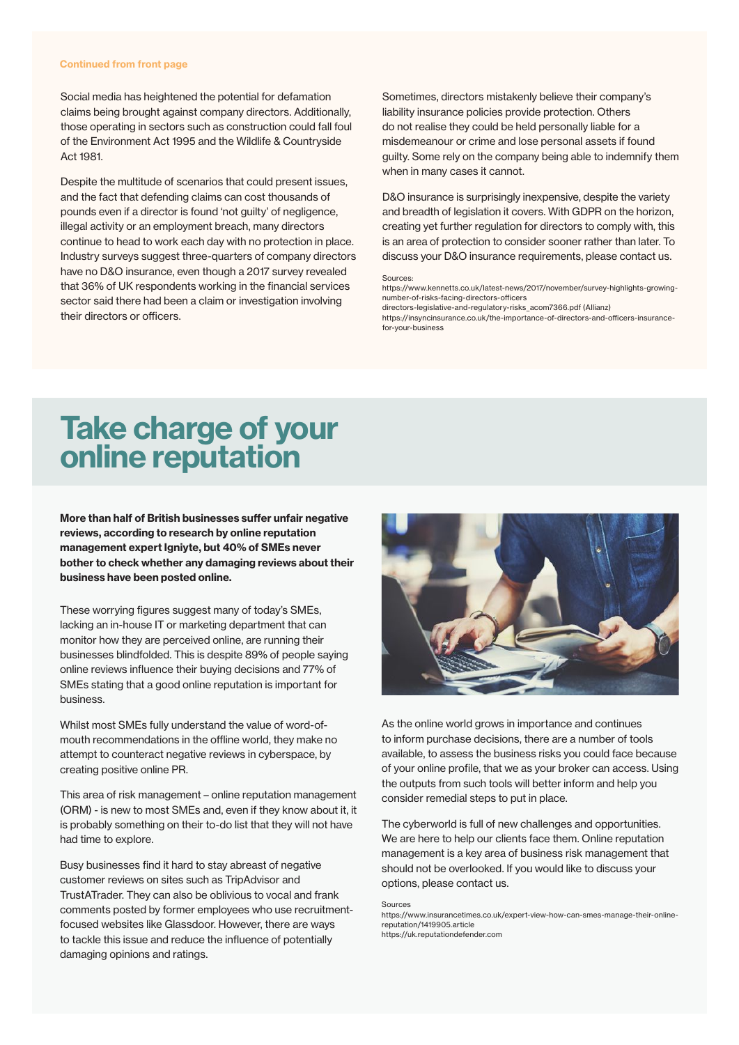**Continued from front page**

Social media has heightened the potential for defamation claims being brought against company directors. Additionally, those operating in sectors such as construction could fall foul of the Environment Act 1995 and the Wildlife & Countryside Act 1981.

Despite the multitude of scenarios that could present issues, and the fact that defending claims can cost thousands of pounds even if a director is found 'not guilty' of negligence, illegal activity or an employment breach, many directors continue to head to work each day with no protection in place. Industry surveys suggest three-quarters of company directors have no D&O insurance, even though a 2017 survey revealed that 36% of UK respondents working in the financial services sector said there had been a claim or investigation involving their directors or officers.

Sometimes, directors mistakenly believe their company's liability insurance policies provide protection. Others do not realise they could be held personally liable for a misdemeanour or crime and lose personal assets if found guilty. Some rely on the company being able to indemnify them when in many cases it cannot.

D&O insurance is surprisingly inexpensive, despite the variety and breadth of legislation it covers. With GDPR on the horizon, creating yet further regulation for directors to comply with, this is an area of protection to consider sooner rather than later. To discuss your D&O insurance requirements, please contact us.

Sources:
https://www.kennetts.co.uk/latest-news/2017/november/survey-highlights-growing-number-of-risks-facing-directors-officers
directors-legislative-and-regulatory-risks_acom7366.pdf (Allianz)
https://insyncinsurance.co.uk/the-importance-of-directors-and-officers-insurance-for-your-business

# Take charge of your online reputation

**More than half of British businesses suffer unfair negative reviews, according to research by online reputation management expert Igniyte, but 40% of SMEs never bother to check whether any damaging reviews about their business have been posted online.**

These worrying figures suggest many of today's SMEs, lacking an in-house IT or marketing department that can monitor how they are perceived online, are running their businesses blindfolded. This is despite 89% of people saying online reviews influence their buying decisions and 77% of SMEs stating that a good online reputation is important for business.

Whilst most SMEs fully understand the value of word-of-mouth recommendations in the offline world, they make no attempt to counteract negative reviews in cyberspace, by creating positive online PR.

This area of risk management – online reputation management (ORM) - is new to most SMEs and, even if they know about it, it is probably something on their to-do list that they will not have had time to explore.

Busy businesses find it hard to stay abreast of negative customer reviews on sites such as TripAdvisor and TrustATrader. They can also be oblivious to vocal and frank comments posted by former employees who use recruitment-focused websites like Glassdoor. However, there are ways to tackle this issue and reduce the influence of potentially damaging opinions and ratings.

As the online world grows in importance and continues to inform purchase decisions, there are a number of tools available, to assess the business risks you could face because of your online profile, that we as your broker can access. Using the outputs from such tools will better inform and help you consider remedial steps to put in place.

The cyberworld is full of new challenges and opportunities. We are here to help our clients face them. Online reputation management is a key area of business risk management that should not be overlooked. If you would like to discuss your options, please contact us.

Sources
https://www.insurancetimes.co.uk/expert-view-how-can-smes-manage-their-online-reputation/1419905.article
https://uk.reputationdefender.com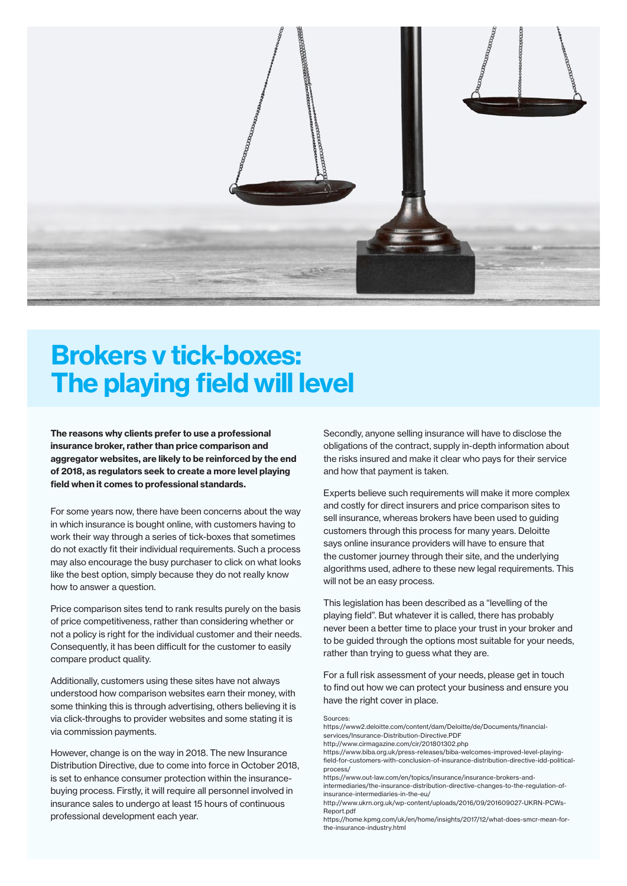# Brokers v tick-boxes: The playing field will level

**The reasons why clients prefer to use a professional insurance broker, rather than price comparison and aggregator websites, are likely to be reinforced by the end of 2018, as regulators seek to create a more level playing field when it comes to professional standards.**

For some years now, there have been concerns about the way in which insurance is bought online, with customers having to work their way through a series of tick-boxes that sometimes do not exactly fit their individual requirements. Such a process may also encourage the busy purchaser to click on what looks like the best option, simply because they do not really know how to answer a question.

Price comparison sites tend to rank results purely on the basis of price competitiveness, rather than considering whether or not a policy is right for the individual customer and their needs. Consequently, it has been difficult for the customer to easily compare product quality.

Additionally, customers using these sites have not always understood how comparison websites earn their money, with some thinking this is through advertising, others believing it is via click-throughs to provider websites and some stating it is via commission payments.

However, change is on the way in 2018. The new Insurance Distribution Directive, due to come into force in October 2018, is set to enhance consumer protection within the insurance-buying process. Firstly, it will require all personnel involved in insurance sales to undergo at least 15 hours of continuous professional development each year.

Secondly, anyone selling insurance will have to disclose the obligations of the contract, supply in-depth information about the risks insured and make it clear who pays for their service and how that payment is taken.

Experts believe such requirements will make it more complex and costly for direct insurers and price comparison sites to sell insurance, whereas brokers have been used to guiding customers through this process for many years. Deloitte says online insurance providers will have to ensure that the customer journey through their site, and the underlying algorithms used, adhere to these new legal requirements. This will not be an easy process.

This legislation has been described as a "levelling of the playing field". But whatever it is called, there has probably never been a better time to place your trust in your broker and to be guided through the options most suitable for your needs, rather than trying to guess what they are.

For a full risk assessment of your needs, please get in touch to find out how we can protect your business and ensure you have the right cover in place.

Sources:
https://www2.deloitte.com/content/dam/Deloitte/de/Documents/financial-services/Insurance-Distribution-Directive.PDF
http://www.cirmagazine.com/cir/201801302.php
https://www.biba.org.uk/press-releases/biba-welcomes-improved-level-playing-field-for-customers-with-conclusion-of-insurance-distribution-directive-idd-political-process/
https://www.out-law.com/en/topics/insurance/insurance-brokers-and-intermediaries/the-insurance-distribution-directive-changes-to-the-regulation-of-insurance-intermediaries-in-the-eu/
http://www.ukrn.org.uk/wp-content/uploads/2016/09/201609027-UKRN-PCWs-Report.pdf
https://home.kpmg.com/uk/en/home/insights/2017/12/what-does-smcr-mean-for-the-insurance-industry.html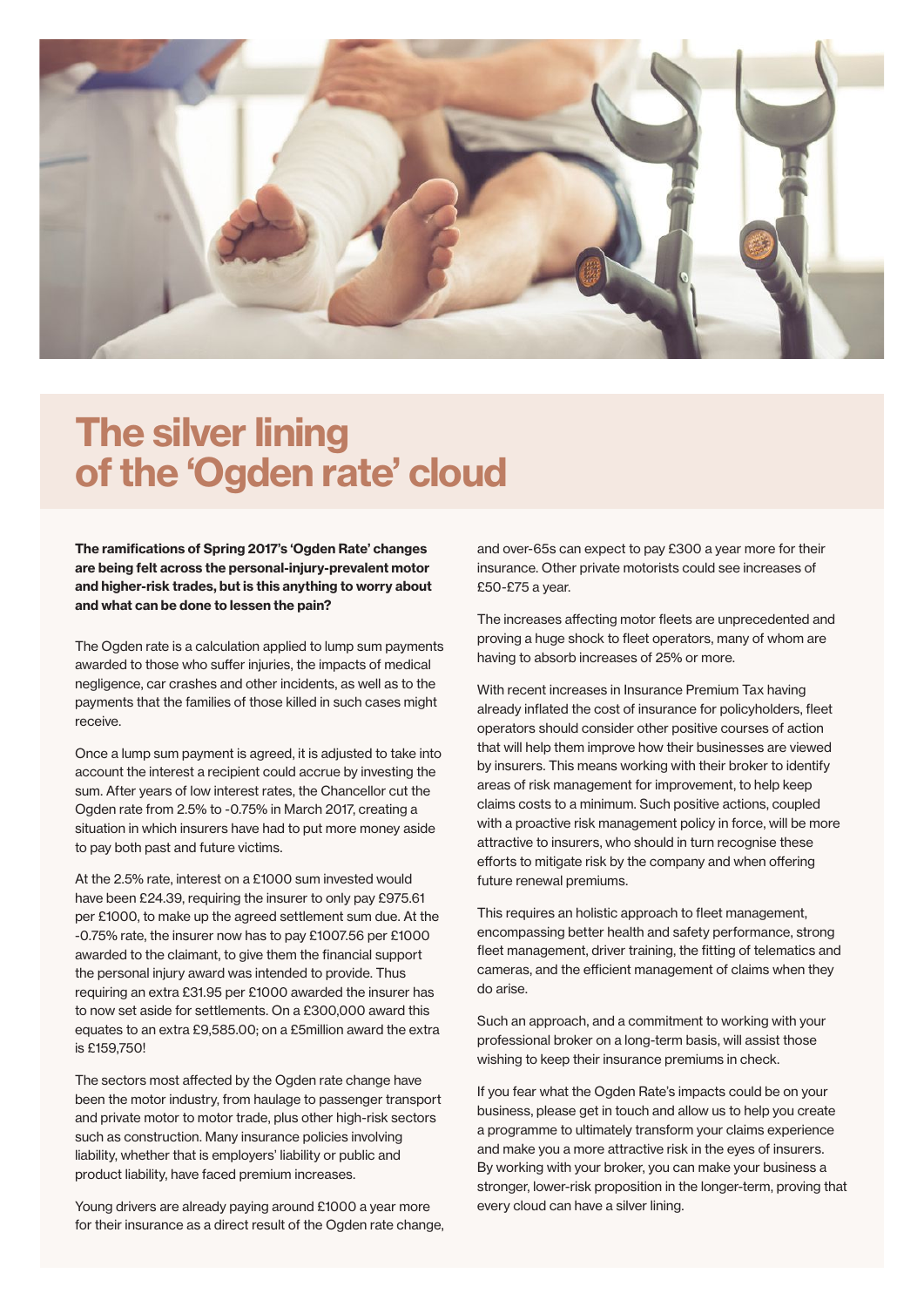# The silver lining of the 'Ogden rate' cloud

**The ramifications of Spring 2017's 'Ogden Rate' changes are being felt across the personal-injury-prevalent motor and higher-risk trades, but is this anything to worry about and what can be done to lessen the pain?**

The Ogden rate is a calculation applied to lump sum payments awarded to those who suffer injuries, the impacts of medical negligence, car crashes and other incidents, as well as to the payments that the families of those killed in such cases might receive.

Once a lump sum payment is agreed, it is adjusted to take into account the interest a recipient could accrue by investing the sum. After years of low interest rates, the Chancellor cut the Ogden rate from 2.5% to -0.75% in March 2017, creating a situation in which insurers have had to put more money aside to pay both past and future victims.

At the 2.5% rate, interest on a £1000 sum invested would have been £24.39, requiring the insurer to only pay £975.61 per £1000, to make up the agreed settlement sum due. At the -0.75% rate, the insurer now has to pay £1007.56 per £1000 awarded to the claimant, to give them the financial support the personal injury award was intended to provide. Thus requiring an extra £31.95 per £1000 awarded the insurer has to now set aside for settlements. On a £300,000 award this equates to an extra £9,585.00; on a £5million award the extra is £159,750!

The sectors most affected by the Ogden rate change have been the motor industry, from haulage to passenger transport and private motor to motor trade, plus other high-risk sectors such as construction. Many insurance policies involving liability, whether that is employers' liability or public and product liability, have faced premium increases.

Young drivers are already paying around £1000 a year more for their insurance as a direct result of the Ogden rate change, and over-65s can expect to pay £300 a year more for their insurance. Other private motorists could see increases of £50-£75 a year.

The increases affecting motor fleets are unprecedented and proving a huge shock to fleet operators, many of whom are having to absorb increases of 25% or more.

With recent increases in Insurance Premium Tax having already inflated the cost of insurance for policyholders, fleet operators should consider other positive courses of action that will help them improve how their businesses are viewed by insurers. This means working with their broker to identify areas of risk management for improvement, to help keep claims costs to a minimum. Such positive actions, coupled with a proactive risk management policy in force, will be more attractive to insurers, who should in turn recognise these efforts to mitigate risk by the company and when offering future renewal premiums.

This requires an holistic approach to fleet management, encompassing better health and safety performance, strong fleet management, driver training, the fitting of telematics and cameras, and the efficient management of claims when they do arise.

Such an approach, and a commitment to working with your professional broker on a long-term basis, will assist those wishing to keep their insurance premiums in check.

If you fear what the Ogden Rate's impacts could be on your business, please get in touch and allow us to help you create a programme to ultimately transform your claims experience and make you a more attractive risk in the eyes of insurers. By working with your broker, you can make your business a stronger, lower-risk proposition in the longer-term, proving that every cloud can have a silver lining.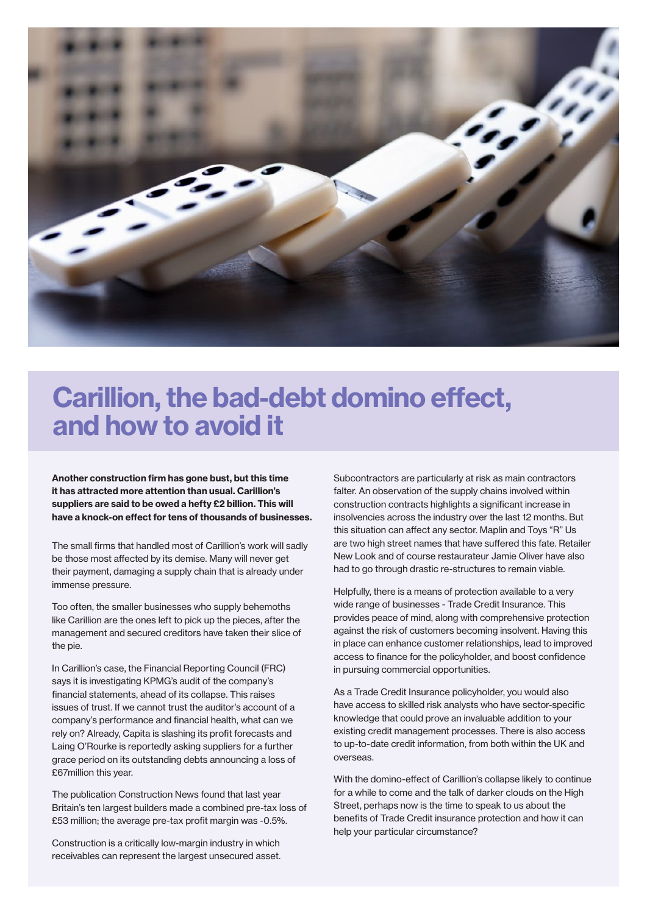# Carillion, the bad-debt domino effect, and how to avoid it

**Another construction firm has gone bust, but this time it has attracted more attention than usual. Carillion's suppliers are said to be owed a hefty £2 billion. This will have a knock-on effect for tens of thousands of businesses.**

The small firms that handled most of Carillion's work will sadly be those most affected by its demise. Many will never get their payment, damaging a supply chain that is already under immense pressure.

Too often, the smaller businesses who supply behemoths like Carillion are the ones left to pick up the pieces, after the management and secured creditors have taken their slice of the pie.

In Carillion's case, the Financial Reporting Council (FRC) says it is investigating KPMG's audit of the company's financial statements, ahead of its collapse. This raises issues of trust. If we cannot trust the auditor's account of a company's performance and financial health, what can we rely on? Already, Capita is slashing its profit forecasts and Laing O'Rourke is reportedly asking suppliers for a further grace period on its outstanding debts announcing a loss of £67million this year.

The publication Construction News found that last year Britain's ten largest builders made a combined pre-tax loss of £53 million; the average pre-tax profit margin was -0.5%.

Construction is a critically low-margin industry in which receivables can represent the largest unsecured asset.

Subcontractors are particularly at risk as main contractors falter. An observation of the supply chains involved within construction contracts highlights a significant increase in insolvencies across the industry over the last 12 months. But this situation can affect any sector. Maplin and Toys "R" Us are two high street names that have suffered this fate. Retailer New Look and of course restaurateur Jamie Oliver have also had to go through drastic re-structures to remain viable.

Helpfully, there is a means of protection available to a very wide range of businesses - Trade Credit Insurance. This provides peace of mind, along with comprehensive protection against the risk of customers becoming insolvent. Having this in place can enhance customer relationships, lead to improved access to finance for the policyholder, and boost confidence in pursuing commercial opportunities.

As a Trade Credit Insurance policyholder, you would also have access to skilled risk analysts who have sector-specific knowledge that could prove an invaluable addition to your existing credit management processes. There is also access to up-to-date credit information, from both within the UK and overseas.

With the domino-effect of Carillion's collapse likely to continue for a while to come and the talk of darker clouds on the High Street, perhaps now is the time to speak to us about the benefits of Trade Credit insurance protection and how it can help your particular circumstance?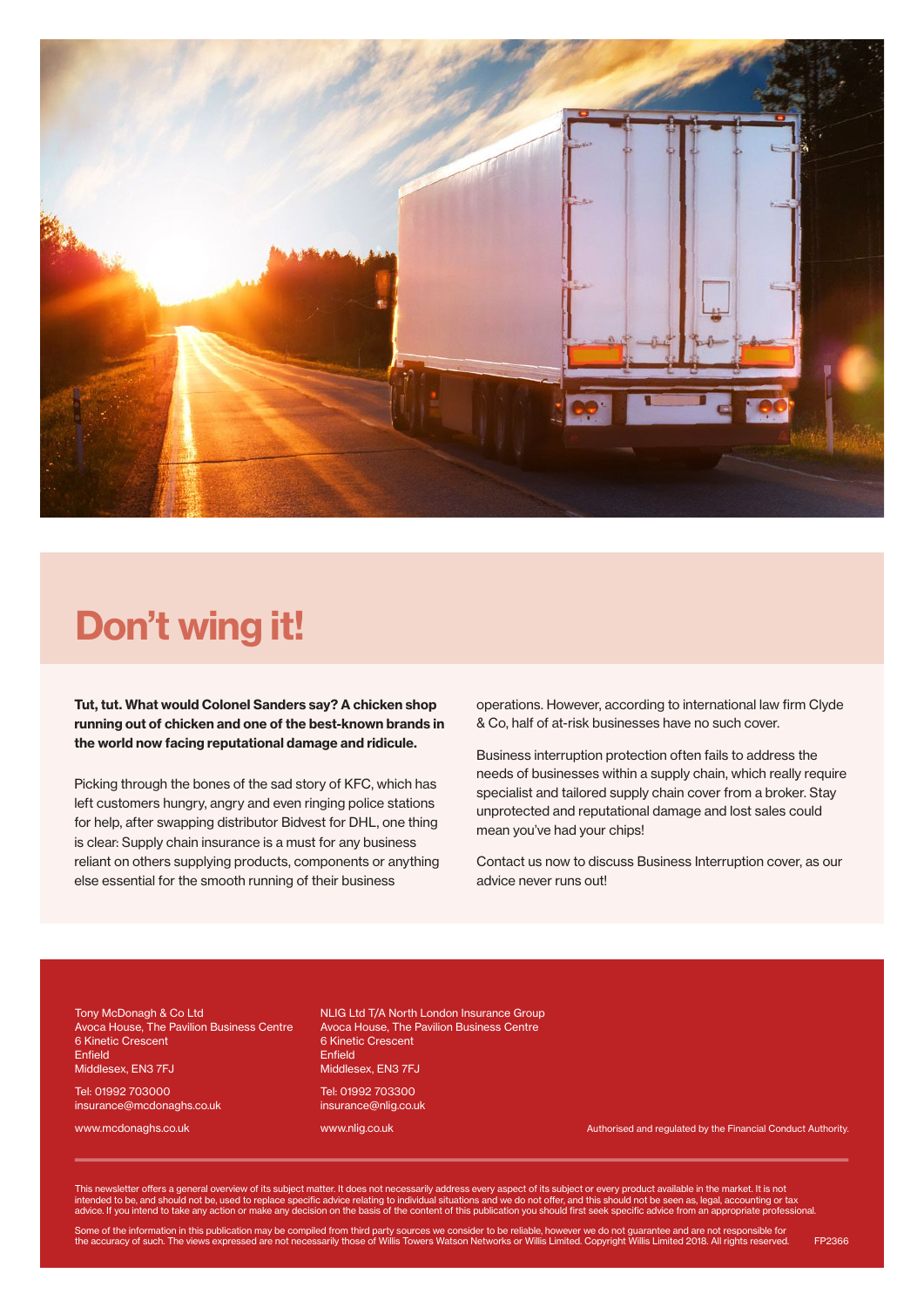# Don't wing it!

**Tut, tut. What would Colonel Sanders say? A chicken shop running out of chicken and one of the best-known brands in the world now facing reputational damage and ridicule.**

Picking through the bones of the sad story of KFC, which has left customers hungry, angry and even ringing police stations for help, after swapping distributor Bidvest for DHL, one thing is clear: Supply chain insurance is a must for any business reliant on others supplying products, components or anything else essential for the smooth running of their business operations. However, according to international law firm Clyde & Co, half of at-risk businesses have no such cover.

Business interruption protection often fails to address the needs of businesses within a supply chain, which really require specialist and tailored supply chain cover from a broker. Stay unprotected and reputational damage and lost sales could mean you've had your chips!

Contact us now to discuss Business Interruption cover, as our advice never runs out!

Tony McDonagh & Co Ltd
Avoca House, The Pavilion Business Centre
6 Kinetic Crescent
Enfield
Middlesex, EN3 7FJ

Tel: 01992 703000
insurance@mcdonaghs.co.uk

www.mcdonaghs.co.uk

NLIG Ltd T/A North London Insurance Group
Avoca House, The Pavilion Business Centre
6 Kinetic Crescent
Enfield
Middlesex, EN3 7FJ

Tel: 01992 703300
insurance@nlig.co.uk

www.nlig.co.uk

Authorised and regulated by the Financial Conduct Authority.

This newsletter offers a general overview of its subject matter. It does not necessarily address every aspect of its subject or every product available in the market. It is not intended to be, and should not be, used to replace specific advice relating to individual situations and we do not offer, and this should not be seen as, legal, accounting or tax advice. If you intend to take any action or make any decision on the basis of the content of this publication you should first seek specific advice from an appropriate professional.

Some of the information in this publication may be compiled from third party sources we consider to be reliable, however we do not guarantee and are not responsible for the accuracy of such. The views expressed are not necessarily those of Willis Towers Watson Networks or Willis Limited. Copyright Willis Limited 2018. All rights reserved. FP2366